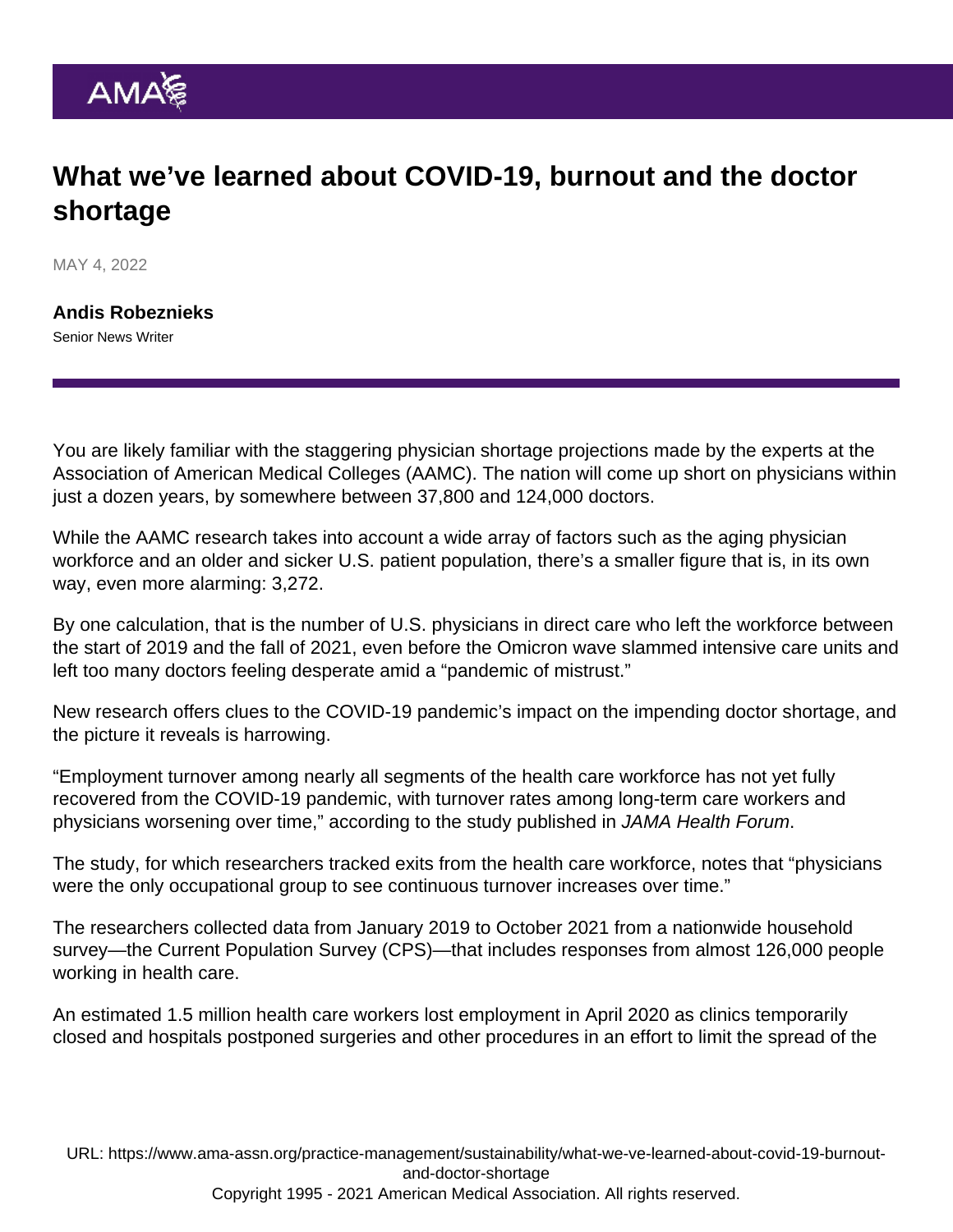# What we've learned about COVID-19, burnout and the doctor shortage

MAY 4, 2022

**Andis Robeznieks**
Senior News Writer

You are likely familiar with the staggering physician shortage projections made by the experts at the Association of American Medical Colleges (AAMC). The nation will come up short on physicians within just a dozen years, by somewhere between 37,800 and 124,000 doctors.

While the AAMC research takes into account a wide array of factors such as the aging physician workforce and an older and sicker U.S. patient population, there's a smaller figure that is, in its own way, even more alarming: 3,272.

By one calculation, that is the number of U.S. physicians in direct care who left the workforce between the start of 2019 and the fall of 2021, even before the Omicron wave slammed intensive care units and left too many doctors feeling desperate amid a "pandemic of mistrust."

New research offers clues to the COVID-19 pandemic's impact on the impending doctor shortage, and the picture it reveals is harrowing.

"Employment turnover among nearly all segments of the health care workforce has not yet fully recovered from the COVID-19 pandemic, with turnover rates among long-term care workers and physicians worsening over time," according to the study published in *JAMA Health Forum*.

The study, for which researchers tracked exits from the health care workforce, notes that "physicians were the only occupational group to see continuous turnover increases over time."

The researchers collected data from January 2019 to October 2021 from a nationwide household survey—the Current Population Survey (CPS)—that includes responses from almost 126,000 people working in health care.

An estimated 1.5 million health care workers lost employment in April 2020 as clinics temporarily closed and hospitals postponed surgeries and other procedures in an effort to limit the spread of the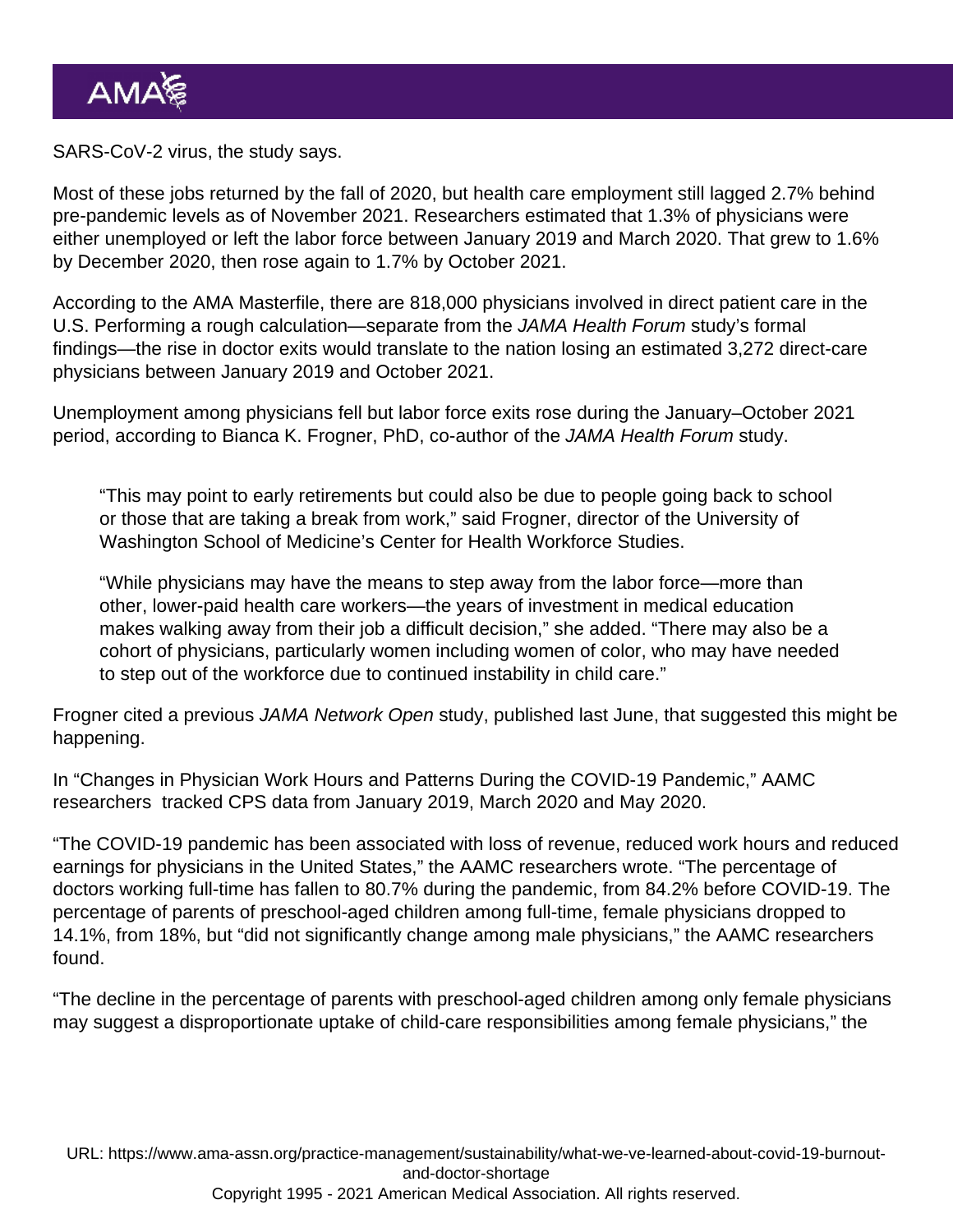SARS-CoV-2 virus, the study says.

Most of these jobs returned by the fall of 2020, but health care employment still lagged 2.7% behind pre-pandemic levels as of November 2021. Researchers estimated that 1.3% of physicians were either unemployed or left the labor force between January 2019 and March 2020. That grew to 1.6% by December 2020, then rose again to 1.7% by October 2021.

According to the AMA Masterfile, there are 818,000 physicians involved in direct patient care in the U.S. Performing a rough calculation—separate from the *JAMA Health Forum* study's formal findings—the rise in doctor exits would translate to the nation losing an estimated 3,272 direct-care physicians between January 2019 and October 2021.

Unemployment among physicians fell but labor force exits rose during the January–October 2021 period, according to Bianca K. Frogner, PhD, co-author of the *JAMA Health Forum* study.

> "This may point to early retirements but could also be due to people going back to school or those that are taking a break from work," said Frogner, director of the University of Washington School of Medicine's Center for Health Workforce Studies.
>
> "While physicians may have the means to step away from the labor force—more than other, lower-paid health care workers—the years of investment in medical education makes walking away from their job a difficult decision," she added. "There may also be a cohort of physicians, particularly women including women of color, who may have needed to step out of the workforce due to continued instability in child care."

Frogner cited a previous *JAMA Network Open* study, published last June, that suggested this might be happening.

In "Changes in Physician Work Hours and Patterns During the COVID-19 Pandemic," AAMC researchers tracked CPS data from January 2019, March 2020 and May 2020.

"The COVID-19 pandemic has been associated with loss of revenue, reduced work hours and reduced earnings for physicians in the United States," the AAMC researchers wrote. "The percentage of doctors working full-time has fallen to 80.7% during the pandemic, from 84.2% before COVID-19. The percentage of parents of preschool-aged children among full-time, female physicians dropped to 14.1%, from 18%, but "did not significantly change among male physicians," the AAMC researchers found.

"The decline in the percentage of parents with preschool-aged children among only female physicians may suggest a disproportionate uptake of child-care responsibilities among female physicians," the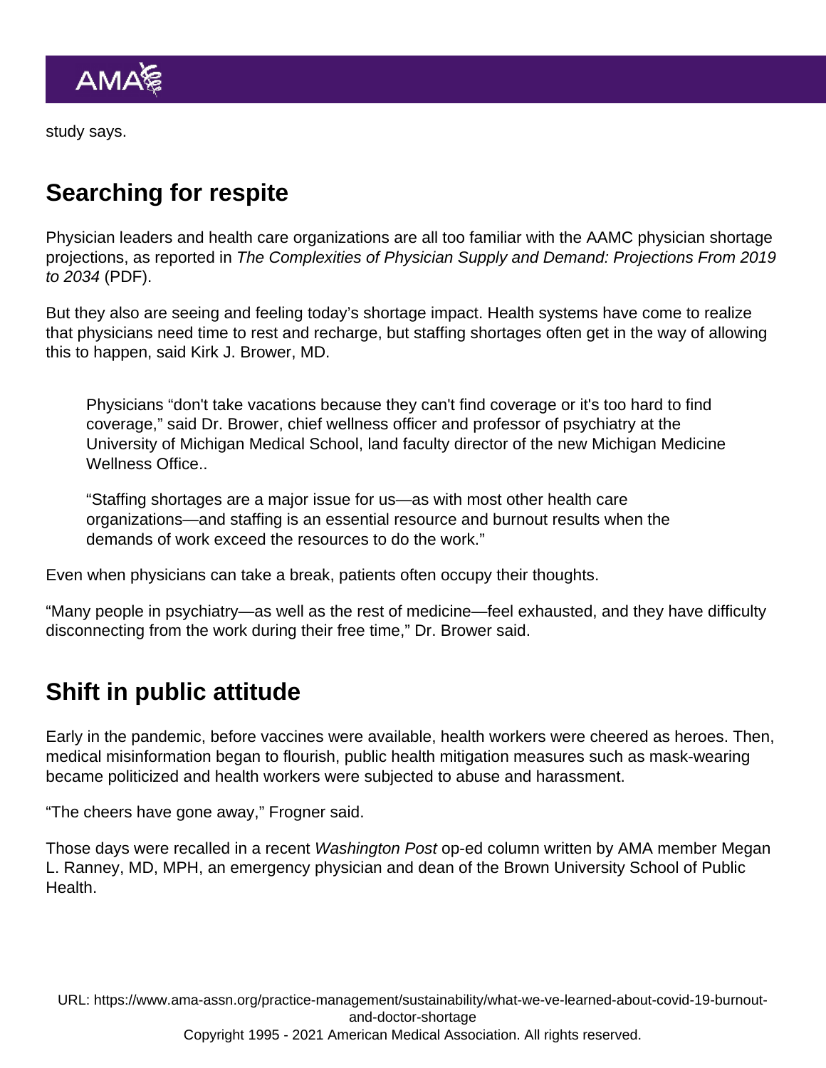study says.

## Searching for respite

Physician leaders and health care organizations are all too familiar with the AAMC physician shortage projections, as reported in *The Complexities of Physician Supply and Demand: Projections From 2019 to 2034* (PDF).

But they also are seeing and feeling today's shortage impact. Health systems have come to realize that physicians need time to rest and recharge, but staffing shortages often get in the way of allowing this to happen, said Kirk J. Brower, MD.

> Physicians "don't take vacations because they can't find coverage or it's too hard to find coverage," said Dr. Brower, chief wellness officer and professor of psychiatry at the University of Michigan Medical School, land faculty director of the new Michigan Medicine Wellness Office..
>
> "Staffing shortages are a major issue for us—as with most other health care organizations—and staffing is an essential resource and burnout results when the demands of work exceed the resources to do the work."

Even when physicians can take a break, patients often occupy their thoughts.

"Many people in psychiatry—as well as the rest of medicine—feel exhausted, and they have difficulty disconnecting from the work during their free time," Dr. Brower said.

## Shift in public attitude

Early in the pandemic, before vaccines were available, health workers were cheered as heroes. Then, medical misinformation began to flourish, public health mitigation measures such as mask-wearing became politicized and health workers were subjected to abuse and harassment.

"The cheers have gone away," Frogner said.

Those days were recalled in a recent *Washington Post* op-ed column written by AMA member Megan L. Ranney, MD, MPH, an emergency physician and dean of the Brown University School of Public Health.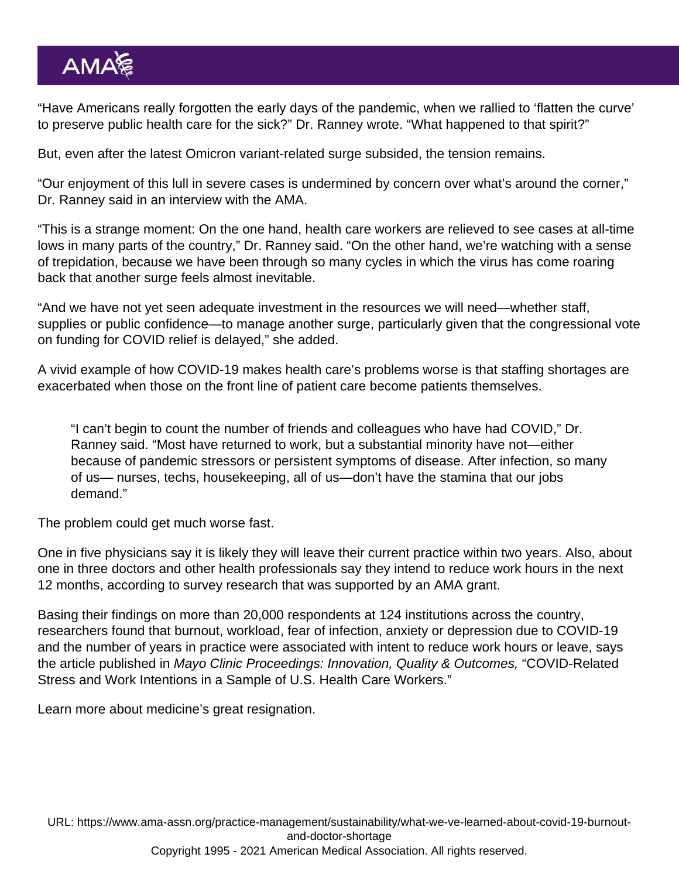“Have Americans really forgotten the early days of the pandemic, when we rallied to ‘flatten the curve’ to preserve public health care for the sick?” Dr. Ranney wrote. “What happened to that spirit?”

But, even after the latest Omicron variant-related surge subsided, the tension remains.

“Our enjoyment of this lull in severe cases is undermined by concern over what’s around the corner,” Dr. Ranney said in an interview with the AMA.

“This is a strange moment: On the one hand, health care workers are relieved to see cases at all-time lows in many parts of the country,” Dr. Ranney said. “On the other hand, we’re watching with a sense of trepidation, because we have been through so many cycles in which the virus has come roaring back that another surge feels almost inevitable.

“And we have not yet seen adequate investment in the resources we will need—whether staff, supplies or public confidence—to manage another surge, particularly given that the congressional vote on funding for COVID relief is delayed,” she added.

A vivid example of how COVID-19 makes health care’s problems worse is that staffing shortages are exacerbated when those on the front line of patient care become patients themselves.

> “I can’t begin to count the number of friends and colleagues who have had COVID,” Dr. Ranney said. “Most have returned to work, but a substantial minority have not—either because of pandemic stressors or persistent symptoms of disease. After infection, so many of us— nurses, techs, housekeeping, all of us—don’t have the stamina that our jobs demand.”

The problem could get much worse fast.

One in five physicians say it is likely they will leave their current practice within two years. Also, about one in three doctors and other health professionals say they intend to reduce work hours in the next 12 months, according to survey research that was supported by an AMA grant.

Basing their findings on more than 20,000 respondents at 124 institutions across the country, researchers found that burnout, workload, fear of infection, anxiety or depression due to COVID-19 and the number of years in practice were associated with intent to reduce work hours or leave, says the article published in *Mayo Clinic Proceedings: Innovation, Quality & Outcomes,* “COVID-Related Stress and Work Intentions in a Sample of U.S. Health Care Workers.”

Learn more about medicine’s great resignation.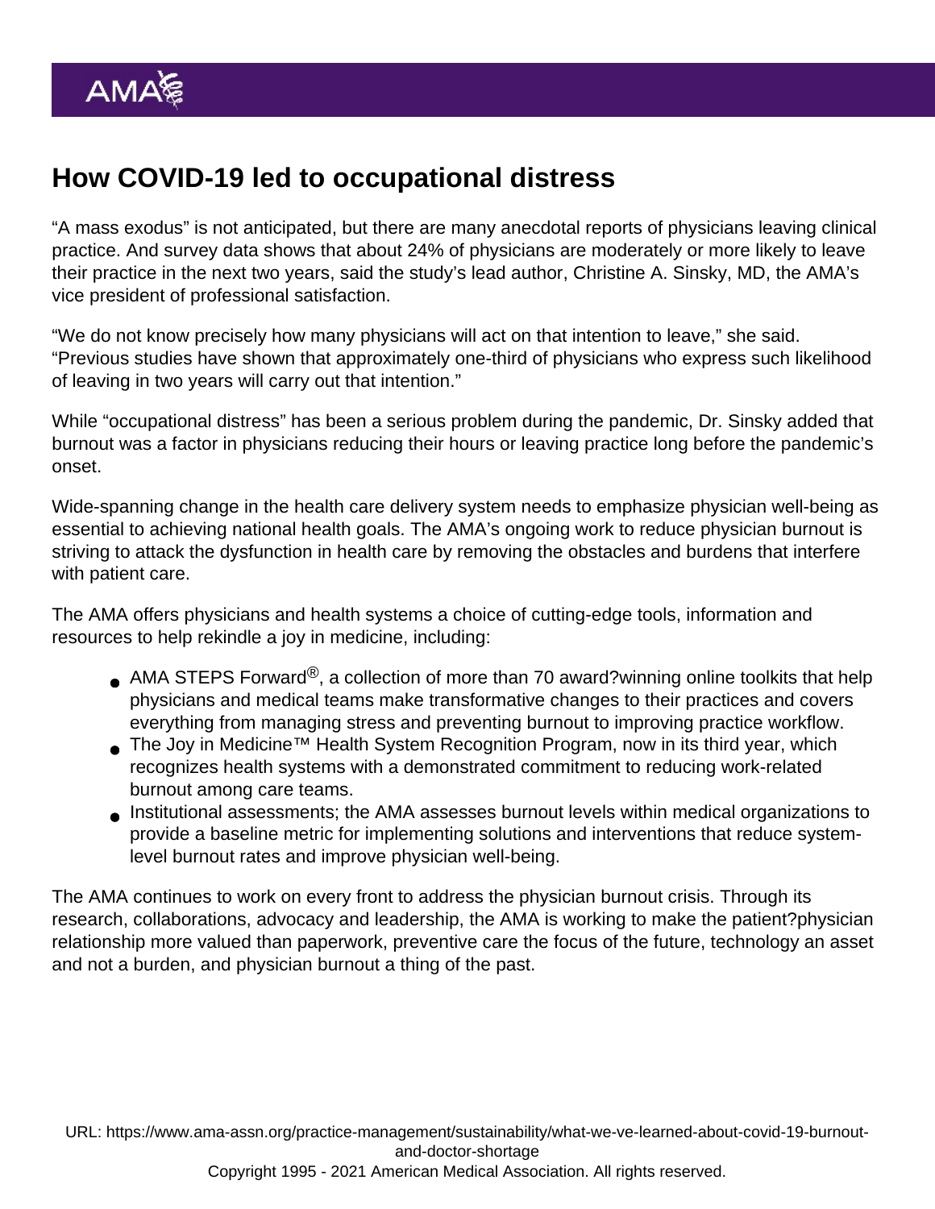## How COVID-19 led to occupational distress

“A mass exodus” is not anticipated, but there are many anecdotal reports of physicians leaving clinical practice. And survey data shows that about 24% of physicians are moderately or more likely to leave their practice in the next two years, said the study’s lead author, Christine A. Sinsky, MD, the AMA’s vice president of professional satisfaction.

“We do not know precisely how many physicians will act on that intention to leave,” she said. “Previous studies have shown that approximately one-third of physicians who express such likelihood of leaving in two years will carry out that intention.”

While “occupational distress” has been a serious problem during the pandemic, Dr. Sinsky added that burnout was a factor in physicians reducing their hours or leaving practice long before the pandemic’s onset.

Wide-spanning change in the health care delivery system needs to emphasize physician well-being as essential to achieving national health goals. The AMA’s ongoing work to reduce physician burnout is striving to attack the dysfunction in health care by removing the obstacles and burdens that interfere with patient care.

The AMA offers physicians and health systems a choice of cutting-edge tools, information and resources to help rekindle a joy in medicine, including:

- AMA STEPS Forward®, a collection of more than 70 award?winning online toolkits that help physicians and medical teams make transformative changes to their practices and covers everything from managing stress and preventing burnout to improving practice workflow.
- The Joy in Medicine™ Health System Recognition Program, now in its third year, which recognizes health systems with a demonstrated commitment to reducing work-related burnout among care teams.
- Institutional assessments; the AMA assesses burnout levels within medical organizations to provide a baseline metric for implementing solutions and interventions that reduce system-level burnout rates and improve physician well-being.

The AMA continues to work on every front to address the physician burnout crisis. Through its research, collaborations, advocacy and leadership, the AMA is working to make the patient?physician relationship more valued than paperwork, preventive care the focus of the future, technology an asset and not a burden, and physician burnout a thing of the past.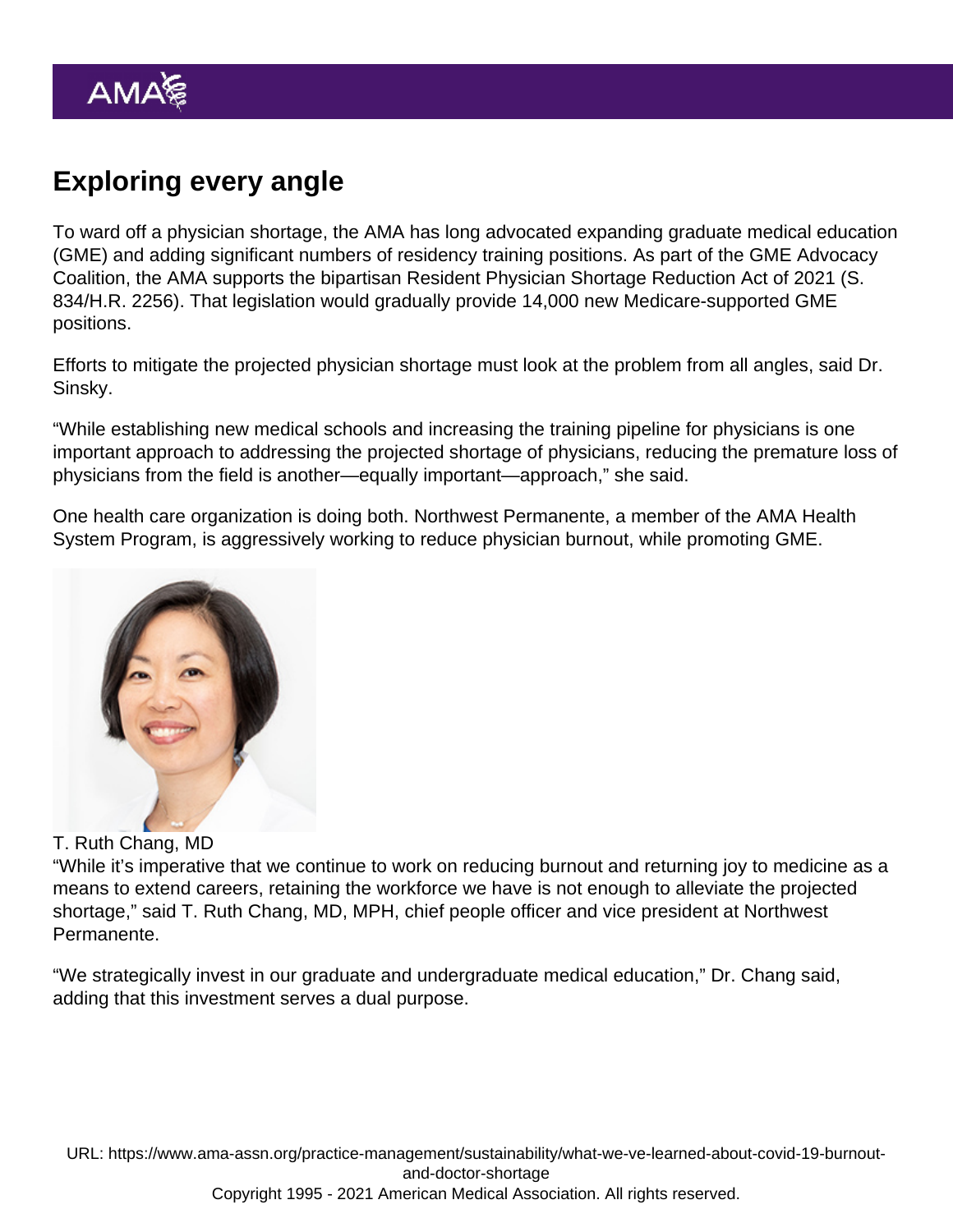## Exploring every angle

To ward off a physician shortage, the AMA has long advocated expanding graduate medical education (GME) and adding significant numbers of residency training positions. As part of the GME Advocacy Coalition, the AMA supports the bipartisan Resident Physician Shortage Reduction Act of 2021 (S. 834/H.R. 2256). That legislation would gradually provide 14,000 new Medicare-supported GME positions.

Efforts to mitigate the projected physician shortage must look at the problem from all angles, said Dr. Sinsky.

"While establishing new medical schools and increasing the training pipeline for physicians is one important approach to addressing the projected shortage of physicians, reducing the premature loss of physicians from the field is another—equally important—approach," she said.

One health care organization is doing both. Northwest Permanente, a member of the AMA Health System Program, is aggressively working to reduce physician burnout, while promoting GME.

T. Ruth Chang, MD

"While it's imperative that we continue to work on reducing burnout and returning joy to medicine as a means to extend careers, retaining the workforce we have is not enough to alleviate the projected shortage," said T. Ruth Chang, MD, MPH, chief people officer and vice president at Northwest Permanente.

"We strategically invest in our graduate and undergraduate medical education," Dr. Chang said, adding that this investment serves a dual purpose.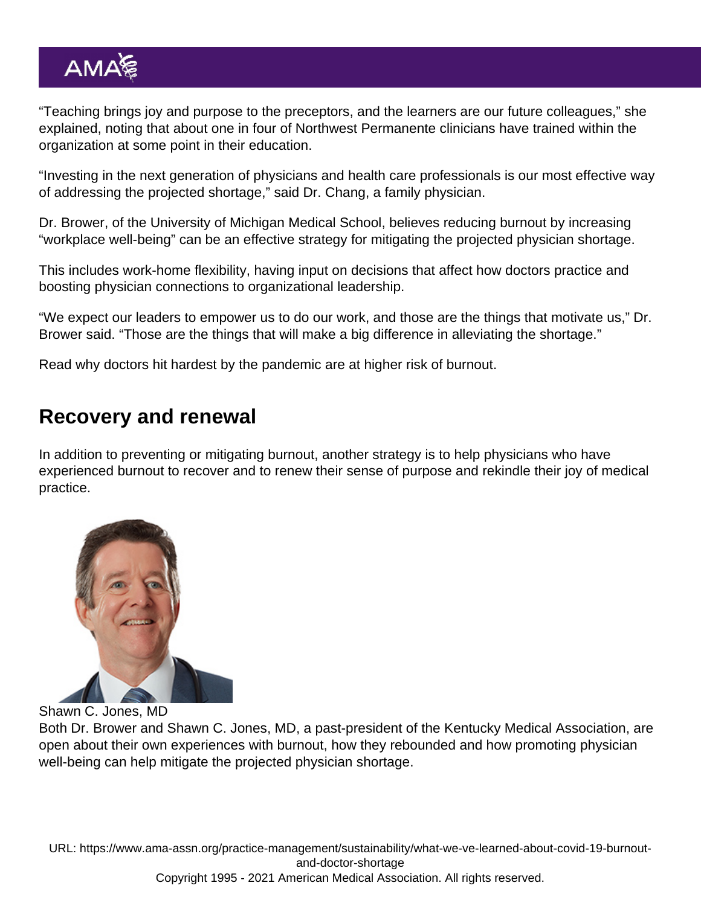"Teaching brings joy and purpose to the preceptors, and the learners are our future colleagues," she explained, noting that about one in four of Northwest Permanente clinicians have trained within the organization at some point in their education.

"Investing in the next generation of physicians and health care professionals is our most effective way of addressing the projected shortage," said Dr. Chang, a family physician.

Dr. Brower, of the University of Michigan Medical School, believes reducing burnout by increasing "workplace well-being" can be an effective strategy for mitigating the projected physician shortage.

This includes work-home flexibility, having input on decisions that affect how doctors practice and boosting physician connections to organizational leadership.

"We expect our leaders to empower us to do our work, and those are the things that motivate us," Dr. Brower said. "Those are the things that will make a big difference in alleviating the shortage."

Read why doctors hit hardest by the pandemic are at higher risk of burnout.

## Recovery and renewal

In addition to preventing or mitigating burnout, another strategy is to help physicians who have experienced burnout to recover and to renew their sense of purpose and rekindle their joy of medical practice.

Shawn C. Jones, MD

Both Dr. Brower and Shawn C. Jones, MD, a past-president of the Kentucky Medical Association, are open about their own experiences with burnout, how they rebounded and how promoting physician well-being can help mitigate the projected physician shortage.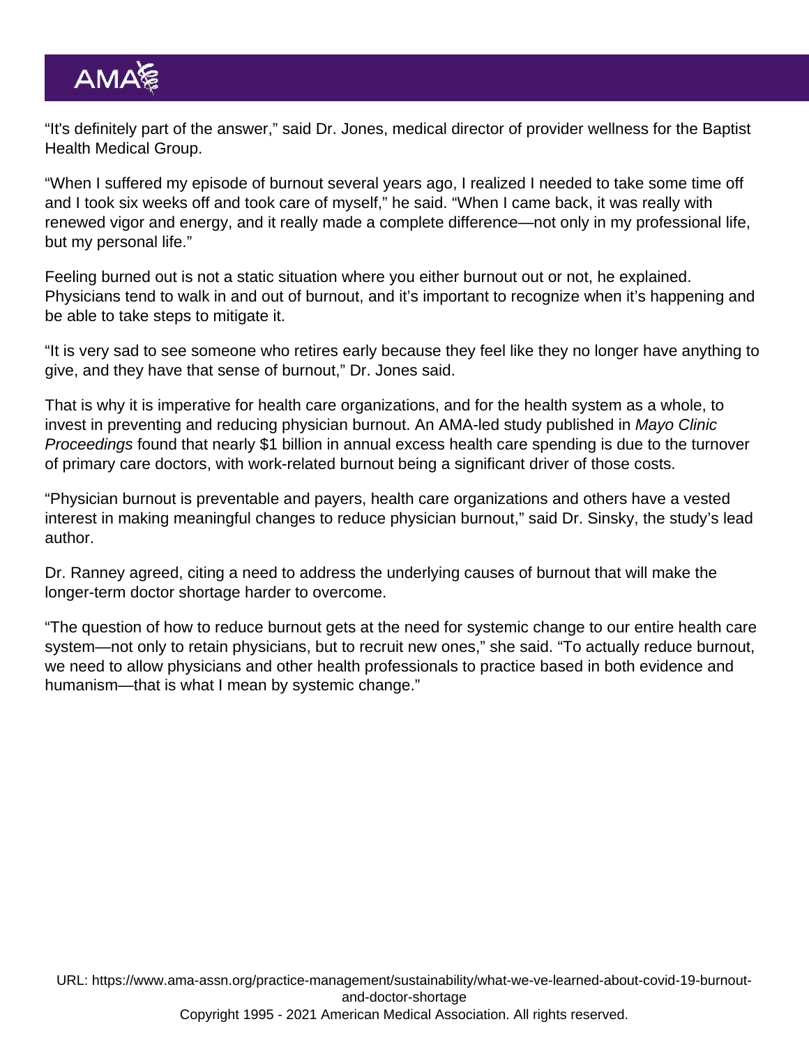"It's definitely part of the answer," said Dr. Jones, medical director of provider wellness for the Baptist Health Medical Group.

"When I suffered my episode of burnout several years ago, I realized I needed to take some time off and I took six weeks off and took care of myself," he said. "When I came back, it was really with renewed vigor and energy, and it really made a complete difference—not only in my professional life, but my personal life."

Feeling burned out is not a static situation where you either burnout out or not, he explained. Physicians tend to walk in and out of burnout, and it's important to recognize when it's happening and be able to take steps to mitigate it.

"It is very sad to see someone who retires early because they feel like they no longer have anything to give, and they have that sense of burnout," Dr. Jones said.

That is why it is imperative for health care organizations, and for the health system as a whole, to invest in preventing and reducing physician burnout. An AMA-led study published in *Mayo Clinic Proceedings* found that nearly $1 billion in annual excess health care spending is due to the turnover of primary care doctors, with work-related burnout being a significant driver of those costs.

"Physician burnout is preventable and payers, health care organizations and others have a vested interest in making meaningful changes to reduce physician burnout," said Dr. Sinsky, the study's lead author.

Dr. Ranney agreed, citing a need to address the underlying causes of burnout that will make the longer-term doctor shortage harder to overcome.

"The question of how to reduce burnout gets at the need for systemic change to our entire health care system—not only to retain physicians, but to recruit new ones," she said. "To actually reduce burnout, we need to allow physicians and other health professionals to practice based in both evidence and humanism—that is what I mean by systemic change."